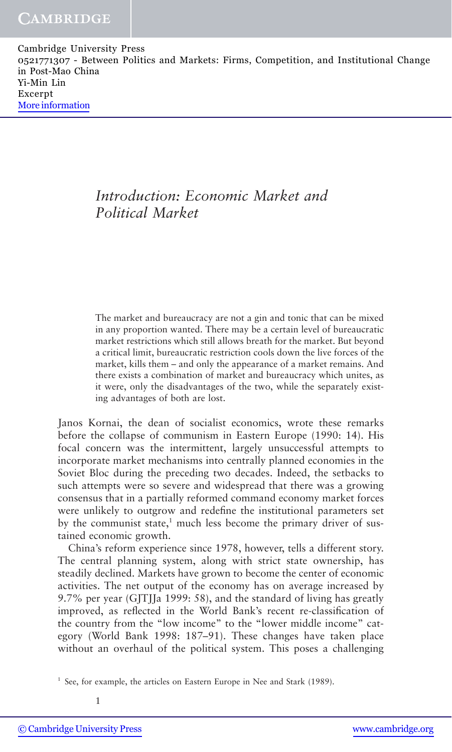# Introduction: Economic Market and Political Market

> The market and bureaucracy are not a gin and tonic that can be mixed in any proportion wanted. There may be a certain level of bureaucratic market restrictions which still allows breath for the market. But beyond a critical limit, bureaucratic restriction cools down the live forces of the market, kills them – and only the appearance of a market remains. And there exists a combination of market and bureaucracy which unites, as it were, only the disadvantages of the two, while the separately existing advantages of both are lost.

Janos Kornai, the dean of socialist economics, wrote these remarks before the collapse of communism in Eastern Europe (1990: 14). His focal concern was the intermittent, largely unsuccessful attempts to incorporate market mechanisms into centrally planned economies in the Soviet Bloc during the preceding two decades. Indeed, the setbacks to such attempts were so severe and widespread that there was a growing consensus that in a partially reformed command economy market forces were unlikely to outgrow and redefine the institutional parameters set by the communist state,[1] much less become the primary driver of sustained economic growth.

China's reform experience since 1978, however, tells a different story. The central planning system, along with strict state ownership, has steadily declined. Markets have grown to become the center of economic activities. The net output of the economy has on average increased by 9.7% per year (GJTJJa 1999: 58), and the standard of living has greatly improved, as reflected in the World Bank's recent re-classification of the country from the "low income" to the "lower middle income" category (World Bank 1998: 187–91). These changes have taken place without an overhaul of the political system. This poses a challenging

[1] See, for example, the articles on Eastern Europe in Nee and Stark (1989).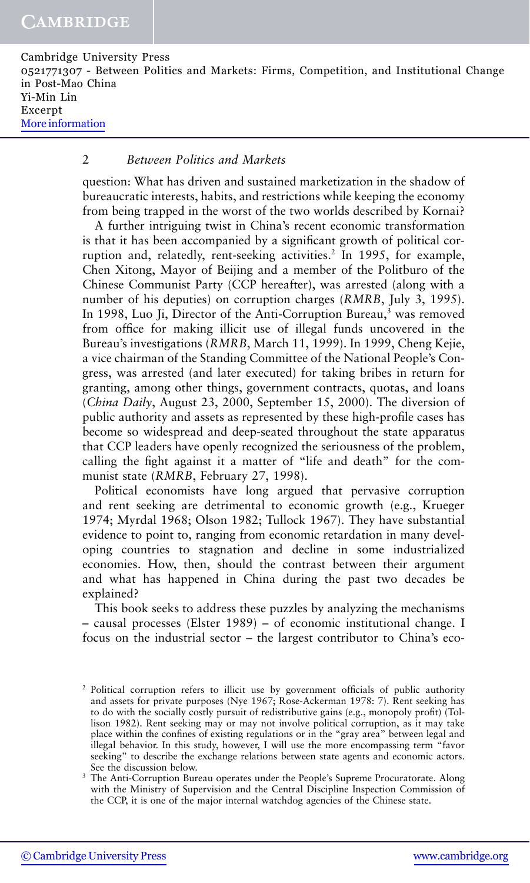question: What has driven and sustained marketization in the shadow of bureaucratic interests, habits, and restrictions while keeping the economy from being trapped in the worst of the two worlds described by Kornai?

A further intriguing twist in China's recent economic transformation is that it has been accompanied by a significant growth of political corruption and, relatedly, rent-seeking activities.[2] In 1995, for example, Chen Xitong, Mayor of Beijing and a member of the Politburo of the Chinese Communist Party (CCP hereafter), was arrested (along with a number of his deputies) on corruption charges (*RMRB*, July 3, 1995). In 1998, Luo Ji, Director of the Anti-Corruption Bureau,[3] was removed from office for making illicit use of illegal funds uncovered in the Bureau's investigations (*RMRB*, March 11, 1999). In 1999, Cheng Kejie, a vice chairman of the Standing Committee of the National People's Congress, was arrested (and later executed) for taking bribes in return for granting, among other things, government contracts, quotas, and loans (*China Daily*, August 23, 2000, September 15, 2000). The diversion of public authority and assets as represented by these high-profile cases has become so widespread and deep-seated throughout the state apparatus that CCP leaders have openly recognized the seriousness of the problem, calling the fight against it a matter of "life and death" for the communist state (*RMRB*, February 27, 1998).

Political economists have long argued that pervasive corruption and rent seeking are detrimental to economic growth (e.g., Krueger 1974; Myrdal 1968; Olson 1982; Tullock 1967). They have substantial evidence to point to, ranging from economic retardation in many developing countries to stagnation and decline in some industrialized economies. How, then, should the contrast between their argument and what has happened in China during the past two decades be explained?

This book seeks to address these puzzles by analyzing the mechanisms – causal processes (Elster 1989) – of economic institutional change. I focus on the industrial sector – the largest contributor to China's eco-

[2] Political corruption refers to illicit use by government officials of public authority and assets for private purposes (Nye 1967; Rose-Ackerman 1978: 7). Rent seeking has to do with the socially costly pursuit of redistributive gains (e.g., monopoly profit) (Tollison 1982). Rent seeking may or may not involve political corruption, as it may take place within the confines of existing regulations or in the "gray area" between legal and illegal behavior. In this study, however, I will use the more encompassing term "favor seeking" to describe the exchange relations between state agents and economic actors. See the discussion below.

[3] The Anti-Corruption Bureau operates under the People's Supreme Procuratorate. Along with the Ministry of Supervision and the Central Discipline Inspection Commission of the CCP, it is one of the major internal watchdog agencies of the Chinese state.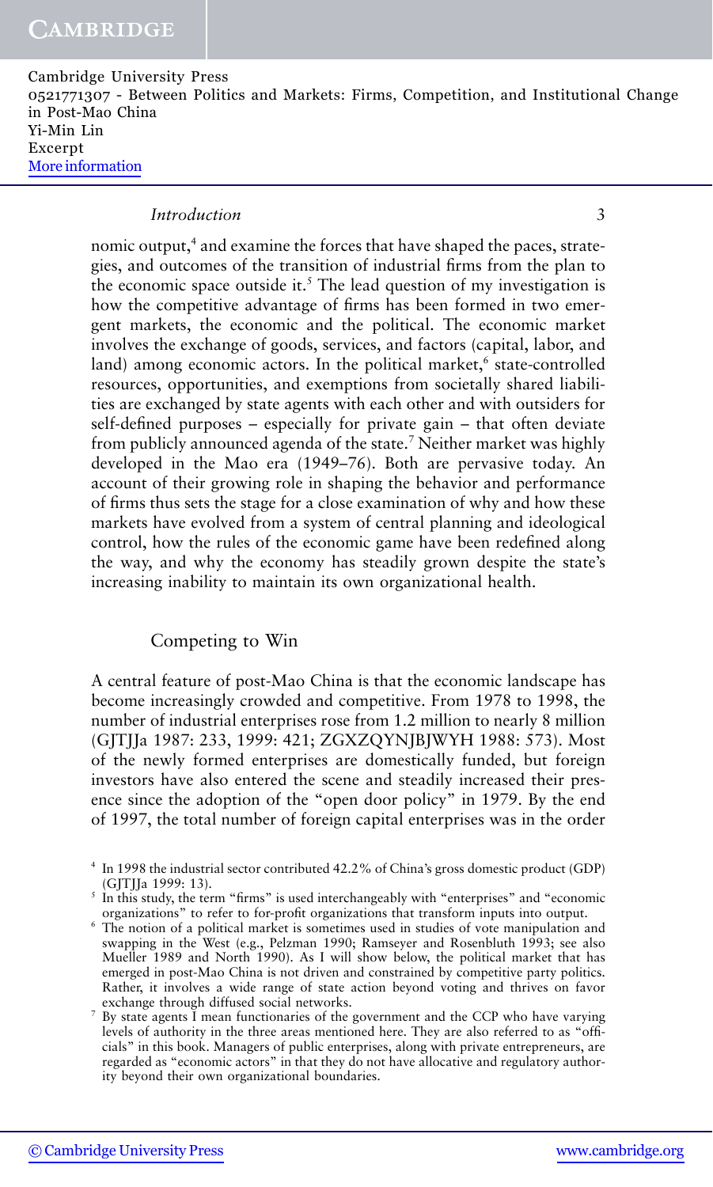nomic output,[4] and examine the forces that have shaped the paces, strategies, and outcomes of the transition of industrial firms from the plan to the economic space outside it.[5] The lead question of my investigation is how the competitive advantage of firms has been formed in two emergent markets, the economic and the political. The economic market involves the exchange of goods, services, and factors (capital, labor, and land) among economic actors. In the political market,[6] state-controlled resources, opportunities, and exemptions from societally shared liabilities are exchanged by state agents with each other and with outsiders for self-defined purposes – especially for private gain – that often deviate from publicly announced agenda of the state.[7] Neither market was highly developed in the Mao era (1949–76). Both are pervasive today. An account of their growing role in shaping the behavior and performance of firms thus sets the stage for a close examination of why and how these markets have evolved from a system of central planning and ideological control, how the rules of the economic game have been redefined along the way, and why the economy has steadily grown despite the state's increasing inability to maintain its own organizational health.

## Competing to Win

A central feature of post-Mao China is that the economic landscape has become increasingly crowded and competitive. From 1978 to 1998, the number of industrial enterprises rose from 1.2 million to nearly 8 million (GJTJJa 1987: 233, 1999: 421; ZGXZQYNJBJWYH 1988: 573). Most of the newly formed enterprises are domestically funded, but foreign investors have also entered the scene and steadily increased their presence since the adoption of the "open door policy" in 1979. By the end of 1997, the total number of foreign capital enterprises was in the order

---

[4] In 1998 the industrial sector contributed 42.2% of China's gross domestic product (GDP) (GJTJJa 1999: 13).

[5] In this study, the term "firms" is used interchangeably with "enterprises" and "economic organizations" to refer to for-profit organizations that transform inputs into output.

[6] The notion of a political market is sometimes used in studies of vote manipulation and swapping in the West (e.g., Pelzman 1990; Ramseyer and Rosenbluth 1993; see also Mueller 1989 and North 1990). As I will show below, the political market that has emerged in post-Mao China is not driven and constrained by competitive party politics. Rather, it involves a wide range of state action beyond voting and thrives on favor exchange through diffused social networks.

[7] By state agents I mean functionaries of the government and the CCP who have varying levels of authority in the three areas mentioned here. They are also referred to as "officials" in this book. Managers of public enterprises, along with private entrepreneurs, are regarded as "economic actors" in that they do not have allocative and regulatory authority beyond their own organizational boundaries.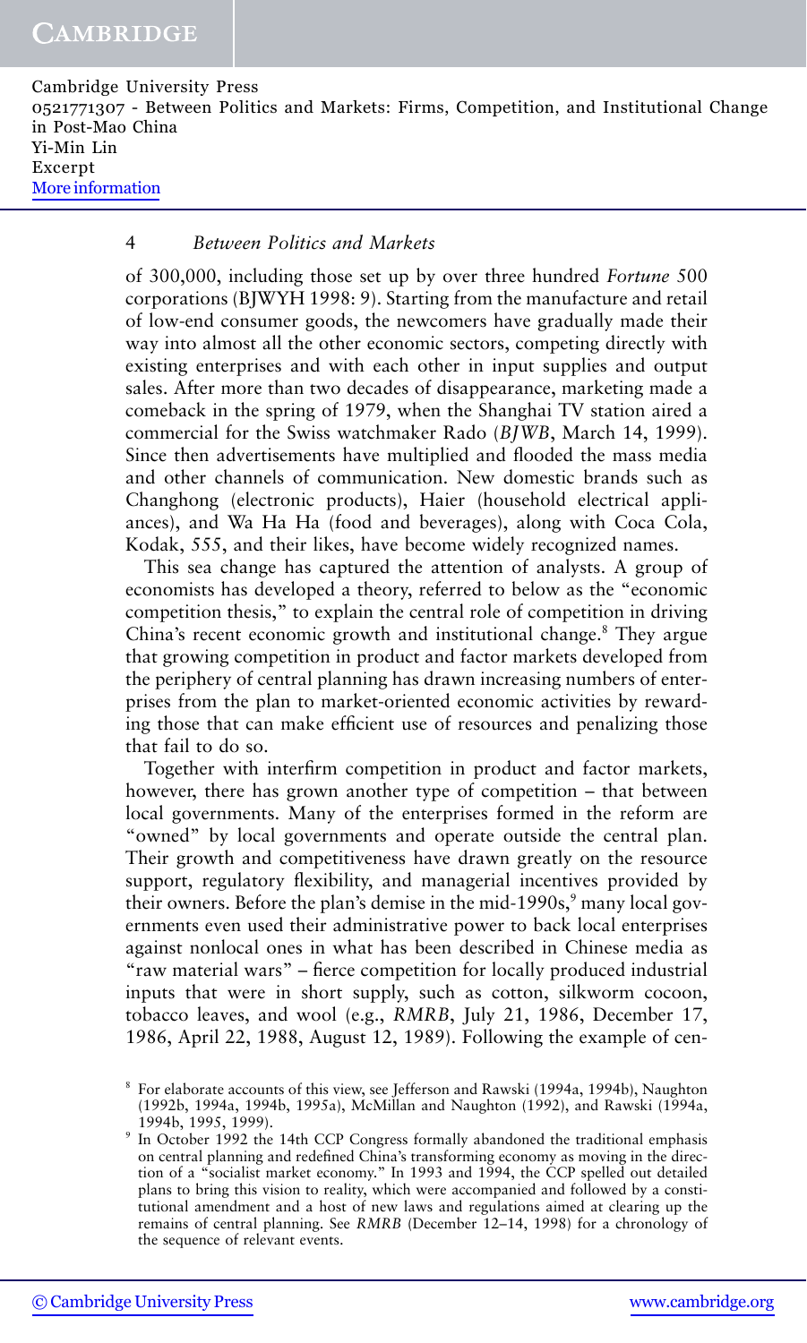of 300,000, including those set up by over three hundred *Fortune* 500 corporations (BJWYH 1998: 9). Starting from the manufacture and retail of low-end consumer goods, the newcomers have gradually made their way into almost all the other economic sectors, competing directly with existing enterprises and with each other in input supplies and output sales. After more than two decades of disappearance, marketing made a comeback in the spring of 1979, when the Shanghai TV station aired a commercial for the Swiss watchmaker Rado (*BJWB*, March 14, 1999). Since then advertisements have multiplied and flooded the mass media and other channels of communication. New domestic brands such as Changhong (electronic products), Haier (household electrical appliances), and Wa Ha Ha (food and beverages), along with Coca Cola, Kodak, 555, and their likes, have become widely recognized names.

This sea change has captured the attention of analysts. A group of economists has developed a theory, referred to below as the "economic competition thesis," to explain the central role of competition in driving China's recent economic growth and institutional change.[8] They argue that growing competition in product and factor markets developed from the periphery of central planning has drawn increasing numbers of enterprises from the plan to market-oriented economic activities by rewarding those that can make efficient use of resources and penalizing those that fail to do so.

Together with interfirm competition in product and factor markets, however, there has grown another type of competition – that between local governments. Many of the enterprises formed in the reform are "owned" by local governments and operate outside the central plan. Their growth and competitiveness have drawn greatly on the resource support, regulatory flexibility, and managerial incentives provided by their owners. Before the plan's demise in the mid-1990s,[9] many local governments even used their administrative power to back local enterprises against nonlocal ones in what has been described in Chinese media as "raw material wars" – fierce competition for locally produced industrial inputs that were in short supply, such as cotton, silkworm cocoon, tobacco leaves, and wool (e.g., *RMRB*, July 21, 1986, December 17, 1986, April 22, 1988, August 12, 1989). Following the example of cen-

[8] For elaborate accounts of this view, see Jefferson and Rawski (1994a, 1994b), Naughton (1992b, 1994a, 1994b, 1995a), McMillan and Naughton (1992), and Rawski (1994a, 1994b, 1995, 1999).

[9] In October 1992 the 14th CCP Congress formally abandoned the traditional emphasis on central planning and redefined China's transforming economy as moving in the direction of a "socialist market economy." In 1993 and 1994, the CCP spelled out detailed plans to bring this vision to reality, which were accompanied and followed by a constitutional amendment and a host of new laws and regulations aimed at clearing up the remains of central planning. See *RMRB* (December 12–14, 1998) for a chronology of the sequence of relevant events.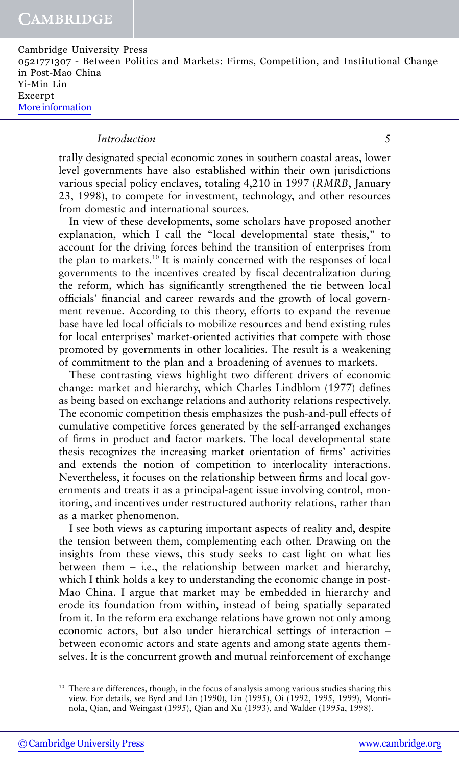trally designated special economic zones in southern coastal areas, lower level governments have also established within their own jurisdictions various special policy enclaves, totaling 4,210 in 1997 (*RMRB*, January 23, 1998), to compete for investment, technology, and other resources from domestic and international sources.

In view of these developments, some scholars have proposed another explanation, which I call the "local developmental state thesis," to account for the driving forces behind the transition of enterprises from the plan to markets.[10] It is mainly concerned with the responses of local governments to the incentives created by fiscal decentralization during the reform, which has significantly strengthened the tie between local officials' financial and career rewards and the growth of local government revenue. According to this theory, efforts to expand the revenue base have led local officials to mobilize resources and bend existing rules for local enterprises' market-oriented activities that compete with those promoted by governments in other localities. The result is a weakening of commitment to the plan and a broadening of avenues to markets.

These contrasting views highlight two different drivers of economic change: market and hierarchy, which Charles Lindblom (1977) defines as being based on exchange relations and authority relations respectively. The economic competition thesis emphasizes the push-and-pull effects of cumulative competitive forces generated by the self-arranged exchanges of firms in product and factor markets. The local developmental state thesis recognizes the increasing market orientation of firms' activities and extends the notion of competition to interlocality interactions. Nevertheless, it focuses on the relationship between firms and local governments and treats it as a principal-agent issue involving control, monitoring, and incentives under restructured authority relations, rather than as a market phenomenon.

I see both views as capturing important aspects of reality and, despite the tension between them, complementing each other. Drawing on the insights from these views, this study seeks to cast light on what lies between them – i.e., the relationship between market and hierarchy, which I think holds a key to understanding the economic change in post-Mao China. I argue that market may be embedded in hierarchy and erode its foundation from within, instead of being spatially separated from it. In the reform era exchange relations have grown not only among economic actors, but also under hierarchical settings of interaction – between economic actors and state agents and among state agents themselves. It is the concurrent growth and mutual reinforcement of exchange

[10] There are differences, though, in the focus of analysis among various studies sharing this view. For details, see Byrd and Lin (1990), Lin (1995), Oi (1992, 1995, 1999), Montinola, Qian, and Weingast (1995), Qian and Xu (1993), and Walder (1995a, 1998).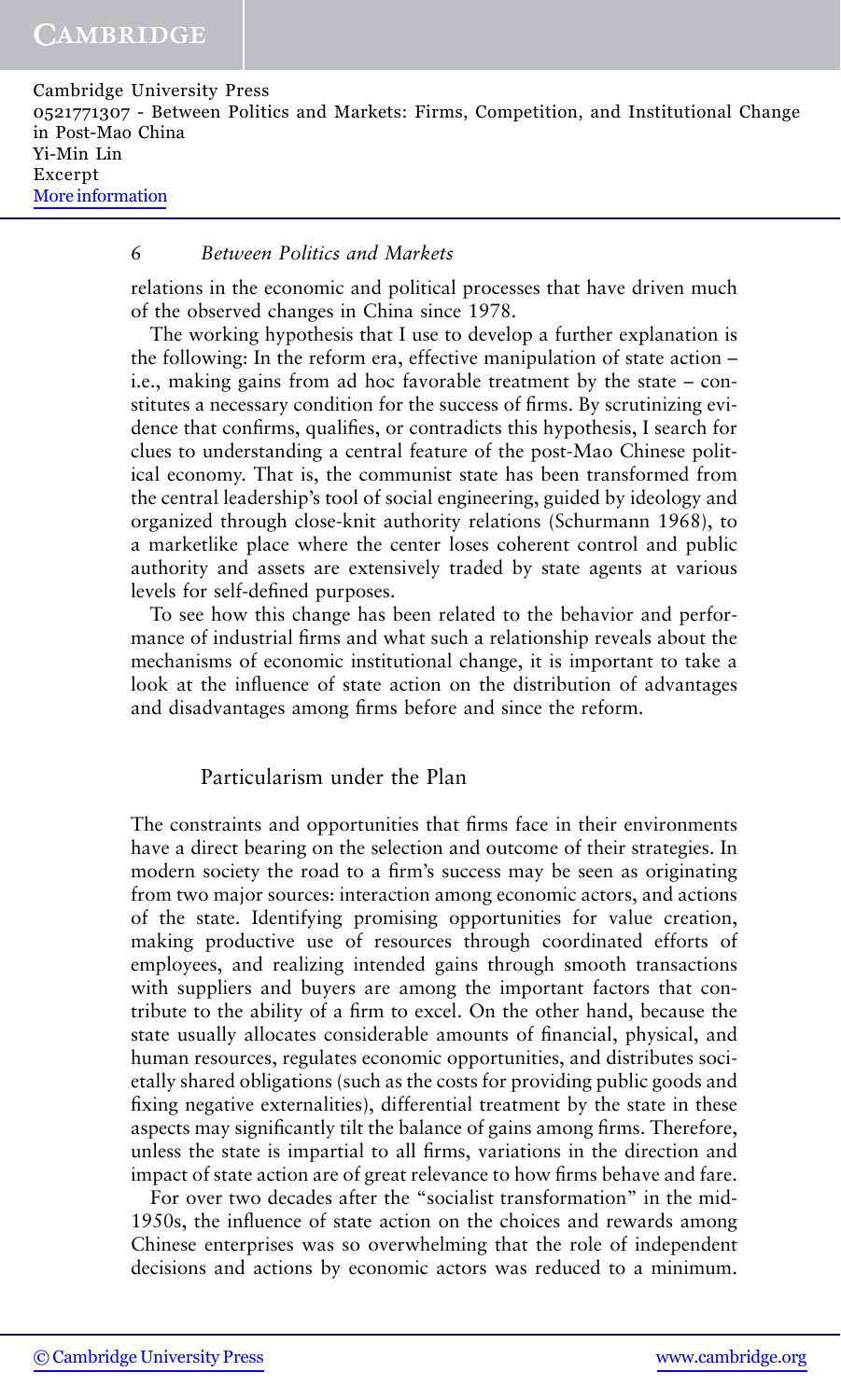relations in the economic and political processes that have driven much of the observed changes in China since 1978.

The working hypothesis that I use to develop a further explanation is the following: In the reform era, effective manipulation of state action – i.e., making gains from ad hoc favorable treatment by the state – constitutes a necessary condition for the success of firms. By scrutinizing evidence that confirms, qualifies, or contradicts this hypothesis, I search for clues to understanding a central feature of the post-Mao Chinese political economy. That is, the communist state has been transformed from the central leadership's tool of social engineering, guided by ideology and organized through close-knit authority relations (Schurmann 1968), to a marketlike place where the center loses coherent control and public authority and assets are extensively traded by state agents at various levels for self-defined purposes.

To see how this change has been related to the behavior and performance of industrial firms and what such a relationship reveals about the mechanisms of economic institutional change, it is important to take a look at the influence of state action on the distribution of advantages and disadvantages among firms before and since the reform.

## Particularism under the Plan

The constraints and opportunities that firms face in their environments have a direct bearing on the selection and outcome of their strategies. In modern society the road to a firm's success may be seen as originating from two major sources: interaction among economic actors, and actions of the state. Identifying promising opportunities for value creation, making productive use of resources through coordinated efforts of employees, and realizing intended gains through smooth transactions with suppliers and buyers are among the important factors that contribute to the ability of a firm to excel. On the other hand, because the state usually allocates considerable amounts of financial, physical, and human resources, regulates economic opportunities, and distributes societally shared obligations (such as the costs for providing public goods and fixing negative externalities), differential treatment by the state in these aspects may significantly tilt the balance of gains among firms. Therefore, unless the state is impartial to all firms, variations in the direction and impact of state action are of great relevance to how firms behave and fare.

For over two decades after the "socialist transformation" in the mid-1950s, the influence of state action on the choices and rewards among Chinese enterprises was so overwhelming that the role of independent decisions and actions by economic actors was reduced to a minimum.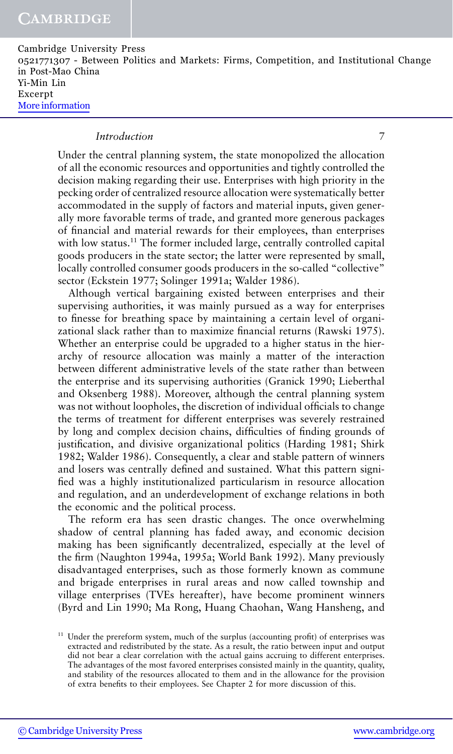Under the central planning system, the state monopolized the allocation of all the economic resources and opportunities and tightly controlled the decision making regarding their use. Enterprises with high priority in the pecking order of centralized resource allocation were systematically better accommodated in the supply of factors and material inputs, given generally more favorable terms of trade, and granted more generous packages of financial and material rewards for their employees, than enterprises with low status.[11] The former included large, centrally controlled capital goods producers in the state sector; the latter were represented by small, locally controlled consumer goods producers in the so-called "collective" sector (Eckstein 1977; Solinger 1991a; Walder 1986).

Although vertical bargaining existed between enterprises and their supervising authorities, it was mainly pursued as a way for enterprises to finesse for breathing space by maintaining a certain level of organizational slack rather than to maximize financial returns (Rawski 1975). Whether an enterprise could be upgraded to a higher status in the hierarchy of resource allocation was mainly a matter of the interaction between different administrative levels of the state rather than between the enterprise and its supervising authorities (Granick 1990; Lieberthal and Oksenberg 1988). Moreover, although the central planning system was not without loopholes, the discretion of individual officials to change the terms of treatment for different enterprises was severely restrained by long and complex decision chains, difficulties of finding grounds of justification, and divisive organizational politics (Harding 1981; Shirk 1982; Walder 1986). Consequently, a clear and stable pattern of winners and losers was centrally defined and sustained. What this pattern signified was a highly institutionalized particularism in resource allocation and regulation, and an underdevelopment of exchange relations in both the economic and the political process.

The reform era has seen drastic changes. The once overwhelming shadow of central planning has faded away, and economic decision making has been significantly decentralized, especially at the level of the firm (Naughton 1994a, 1995a; World Bank 1992). Many previously disadvantaged enterprises, such as those formerly known as commune and brigade enterprises in rural areas and now called township and village enterprises (TVEs hereafter), have become prominent winners (Byrd and Lin 1990; Ma Rong, Huang Chaohan, Wang Hansheng, and

[11] Under the prereform system, much of the surplus (accounting profit) of enterprises was extracted and redistributed by the state. As a result, the ratio between input and output did not bear a clear correlation with the actual gains accruing to different enterprises. The advantages of the most favored enterprises consisted mainly in the quantity, quality, and stability of the resources allocated to them and in the allowance for the provision of extra benefits to their employees. See Chapter 2 for more discussion of this.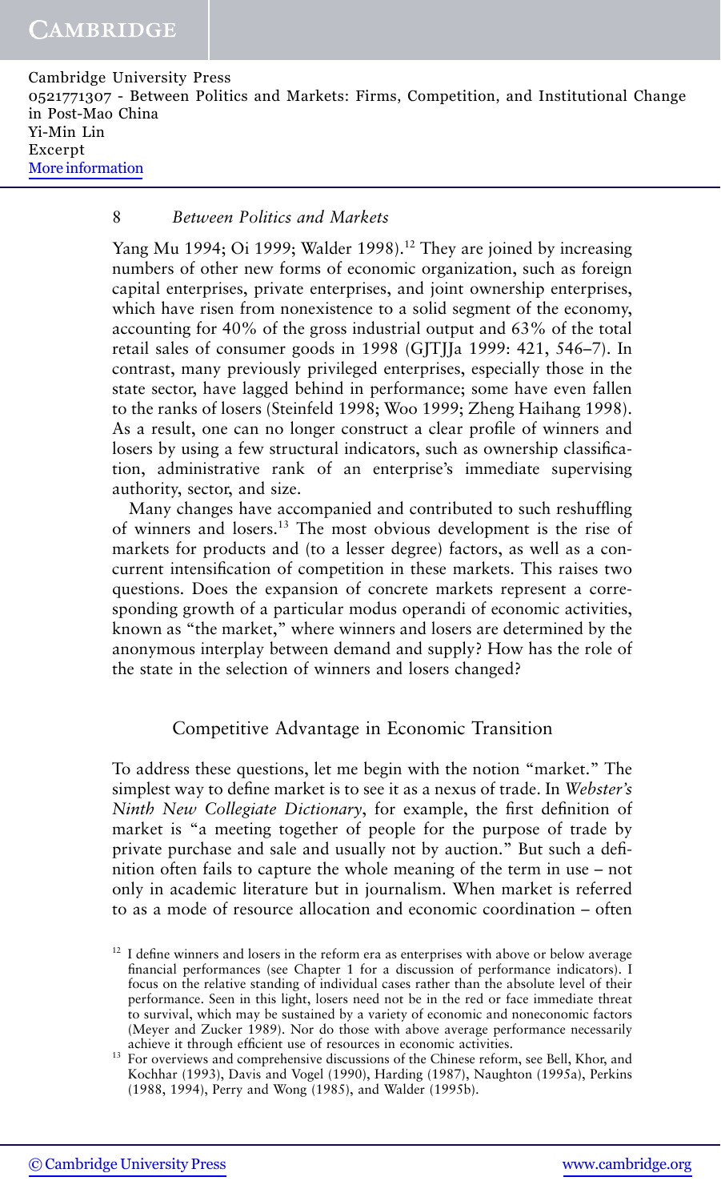Yang Mu 1994; Oi 1999; Walder 1998).[12] They are joined by increasing numbers of other new forms of economic organization, such as foreign capital enterprises, private enterprises, and joint ownership enterprises, which have risen from nonexistence to a solid segment of the economy, accounting for 40% of the gross industrial output and 63% of the total retail sales of consumer goods in 1998 (GJTJJa 1999: 421, 546–7). In contrast, many previously privileged enterprises, especially those in the state sector, have lagged behind in performance; some have even fallen to the ranks of losers (Steinfeld 1998; Woo 1999; Zheng Haihang 1998). As a result, one can no longer construct a clear profile of winners and losers by using a few structural indicators, such as ownership classification, administrative rank of an enterprise's immediate supervising authority, sector, and size.

Many changes have accompanied and contributed to such reshuffling of winners and losers.[13] The most obvious development is the rise of markets for products and (to a lesser degree) factors, as well as a concurrent intensification of competition in these markets. This raises two questions. Does the expansion of concrete markets represent a corresponding growth of a particular modus operandi of economic activities, known as "the market," where winners and losers are determined by the anonymous interplay between demand and supply? How has the role of the state in the selection of winners and losers changed?

## Competitive Advantage in Economic Transition

To address these questions, let me begin with the notion "market." The simplest way to define market is to see it as a nexus of trade. In *Webster's Ninth New Collegiate Dictionary*, for example, the first definition of market is "a meeting together of people for the purpose of trade by private purchase and sale and usually not by auction." But such a definition often fails to capture the whole meaning of the term in use – not only in academic literature but in journalism. When market is referred to as a mode of resource allocation and economic coordination – often

[12] I define winners and losers in the reform era as enterprises with above or below average financial performances (see Chapter 1 for a discussion of performance indicators). I focus on the relative standing of individual cases rather than the absolute level of their performance. Seen in this light, losers need not be in the red or face immediate threat to survival, which may be sustained by a variety of economic and noneconomic factors (Meyer and Zucker 1989). Nor do those with above average performance necessarily achieve it through efficient use of resources in economic activities.

[13] For overviews and comprehensive discussions of the Chinese reform, see Bell, Khor, and Kochhar (1993), Davis and Vogel (1990), Harding (1987), Naughton (1995a), Perkins (1988, 1994), Perry and Wong (1985), and Walder (1995b).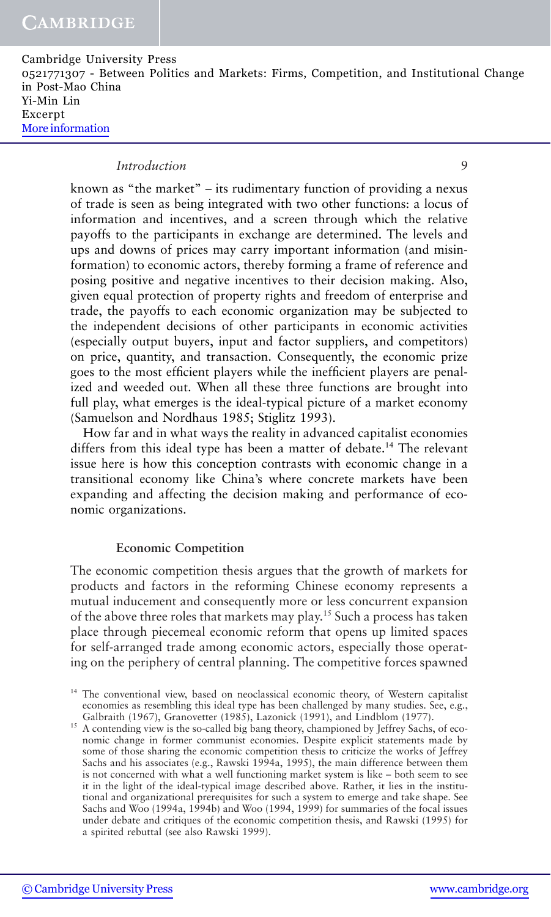known as "the market" – its rudimentary function of providing a nexus of trade is seen as being integrated with two other functions: a locus of information and incentives, and a screen through which the relative payoffs to the participants in exchange are determined. The levels and ups and downs of prices may carry important information (and misinformation) to economic actors, thereby forming a frame of reference and posing positive and negative incentives to their decision making. Also, given equal protection of property rights and freedom of enterprise and trade, the payoffs to each economic organization may be subjected to the independent decisions of other participants in economic activities (especially output buyers, input and factor suppliers, and competitors) on price, quantity, and transaction. Consequently, the economic prize goes to the most efficient players while the inefficient players are penalized and weeded out. When all these three functions are brought into full play, what emerges is the ideal-typical picture of a market economy (Samuelson and Nordhaus 1985; Stiglitz 1993).

How far and in what ways the reality in advanced capitalist economies differs from this ideal type has been a matter of debate.[14] The relevant issue here is how this conception contrasts with economic change in a transitional economy like China's where concrete markets have been expanding and affecting the decision making and performance of economic organizations.

### Economic Competition

The economic competition thesis argues that the growth of markets for products and factors in the reforming Chinese economy represents a mutual inducement and consequently more or less concurrent expansion of the above three roles that markets may play.[15] Such a process has taken place through piecemeal economic reform that opens up limited spaces for self-arranged trade among economic actors, especially those operating on the periphery of central planning. The competitive forces spawned

[14] The conventional view, based on neoclassical economic theory, of Western capitalist economies as resembling this ideal type has been challenged by many studies. See, e.g., Galbraith (1967), Granovetter (1985), Lazonick (1991), and Lindblom (1977).

[15] A contending view is the so-called big bang theory, championed by Jeffrey Sachs, of economic change in former communist economies. Despite explicit statements made by some of those sharing the economic competition thesis to criticize the works of Jeffrey Sachs and his associates (e.g., Rawski 1994a, 1995), the main difference between them is not concerned with what a well functioning market system is like – both seem to see it in the light of the ideal-typical image described above. Rather, it lies in the institutional and organizational prerequisites for such a system to emerge and take shape. See Sachs and Woo (1994a, 1994b) and Woo (1994, 1999) for summaries of the focal issues under debate and critiques of the economic competition thesis, and Rawski (1995) for a spirited rebuttal (see also Rawski 1999).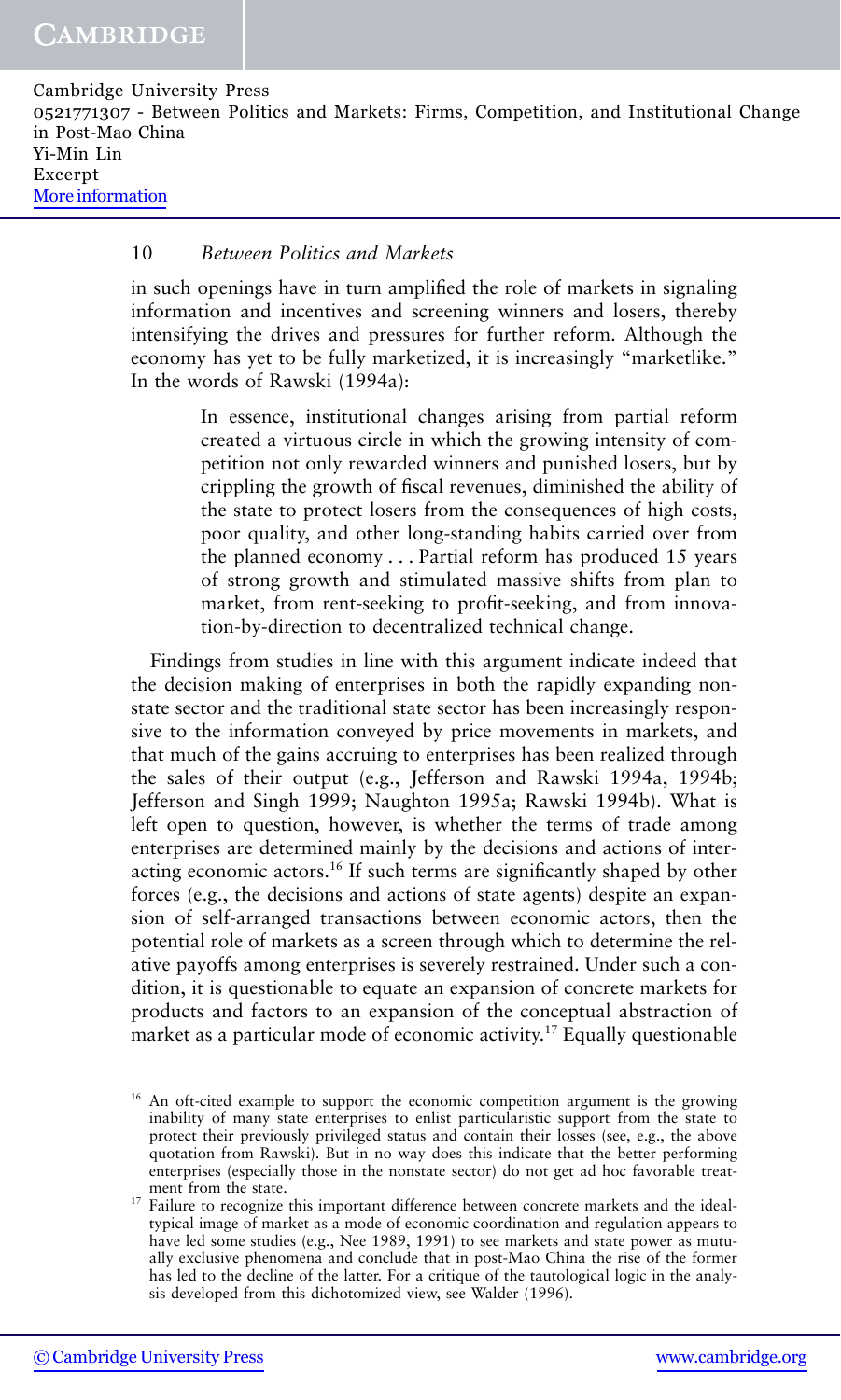in such openings have in turn amplified the role of markets in signaling information and incentives and screening winners and losers, thereby intensifying the drives and pressures for further reform. Although the economy has yet to be fully marketized, it is increasingly "marketlike." In the words of Rawski (1994a):

> In essence, institutional changes arising from partial reform created a virtuous circle in which the growing intensity of competition not only rewarded winners and punished losers, but by crippling the growth of fiscal revenues, diminished the ability of the state to protect losers from the consequences of high costs, poor quality, and other long-standing habits carried over from the planned economy . . . Partial reform has produced 15 years of strong growth and stimulated massive shifts from plan to market, from rent-seeking to profit-seeking, and from innovation-by-direction to decentralized technical change.

Findings from studies in line with this argument indicate indeed that the decision making of enterprises in both the rapidly expanding nonstate sector and the traditional state sector has been increasingly responsive to the information conveyed by price movements in markets, and that much of the gains accruing to enterprises has been realized through the sales of their output (e.g., Jefferson and Rawski 1994a, 1994b; Jefferson and Singh 1999; Naughton 1995a; Rawski 1994b). What is left open to question, however, is whether the terms of trade among enterprises are determined mainly by the decisions and actions of interacting economic actors.[16] If such terms are significantly shaped by other forces (e.g., the decisions and actions of state agents) despite an expansion of self-arranged transactions between economic actors, then the potential role of markets as a screen through which to determine the relative payoffs among enterprises is severely restrained. Under such a condition, it is questionable to equate an expansion of concrete markets for products and factors to an expansion of the conceptual abstraction of market as a particular mode of economic activity.[17] Equally questionable

[16] An oft-cited example to support the economic competition argument is the growing inability of many state enterprises to enlist particularistic support from the state to protect their previously privileged status and contain their losses (see, e.g., the above quotation from Rawski). But in no way does this indicate that the better performing enterprises (especially those in the nonstate sector) do not get ad hoc favorable treatment from the state.

[17] Failure to recognize this important difference between concrete markets and the ideal-typical image of market as a mode of economic coordination and regulation appears to have led some studies (e.g., Nee 1989, 1991) to see markets and state power as mutually exclusive phenomena and conclude that in post-Mao China the rise of the former has led to the decline of the latter. For a critique of the tautological logic in the analysis developed from this dichotomized view, see Walder (1996).